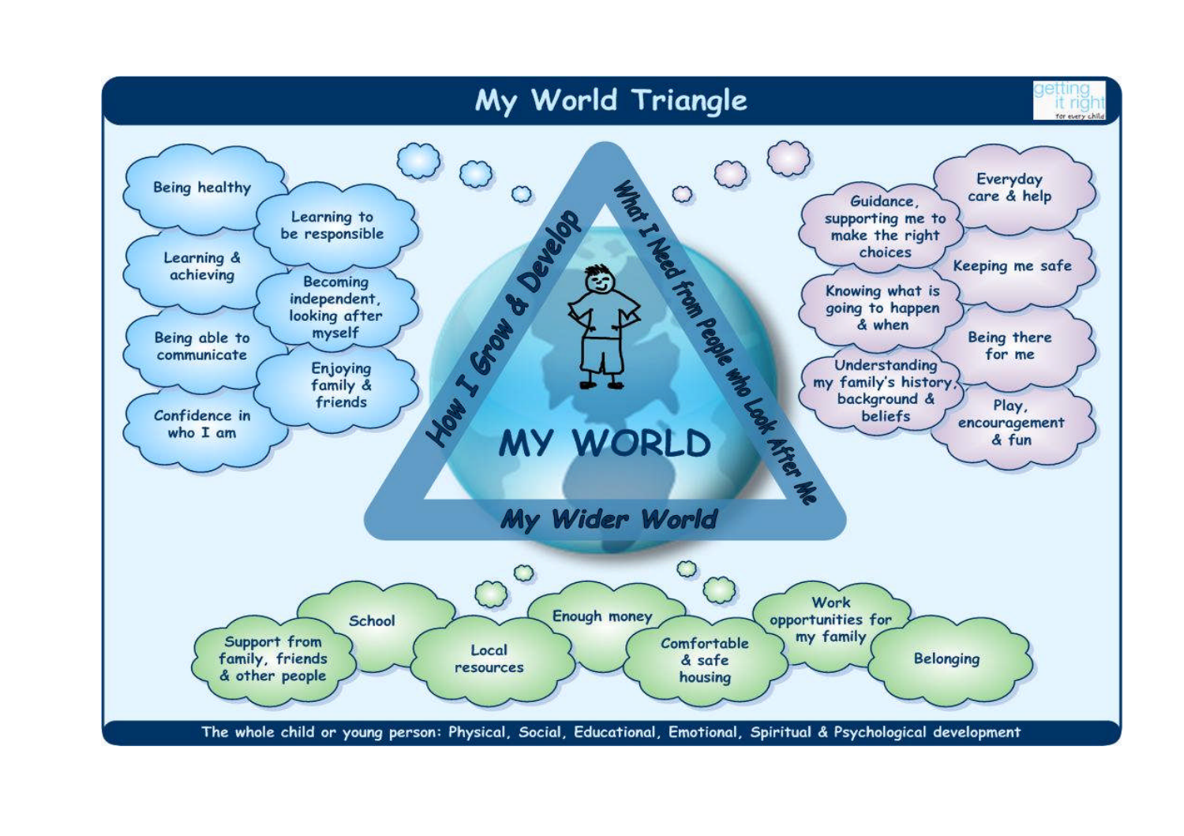# My World Triangle

getting it right for every child

## How I Grow & Develop

- Being healthy
- Learning to be responsible
- Learning & achieving
- Becoming independent, looking after myself
- Being able to communicate
- Enjoying family & friends
- Confidence in who I am

## What I Need from People who Look After Me

- Everyday care & help
- Guidance, supporting me to make the right choices
- Keeping me safe
- Knowing what is going to happen & when
- Being there for me
- Understanding my family's history, background & beliefs
- Play, encouragement & fun

## MY WORLD

## My Wider World

- Support from family, friends & other people
- School
- Local resources
- Enough money
- Comfortable & safe housing
- Work opportunities for my family
- Belonging

The whole child or young person: Physical, Social, Educational, Emotional, Spiritual & Psychological development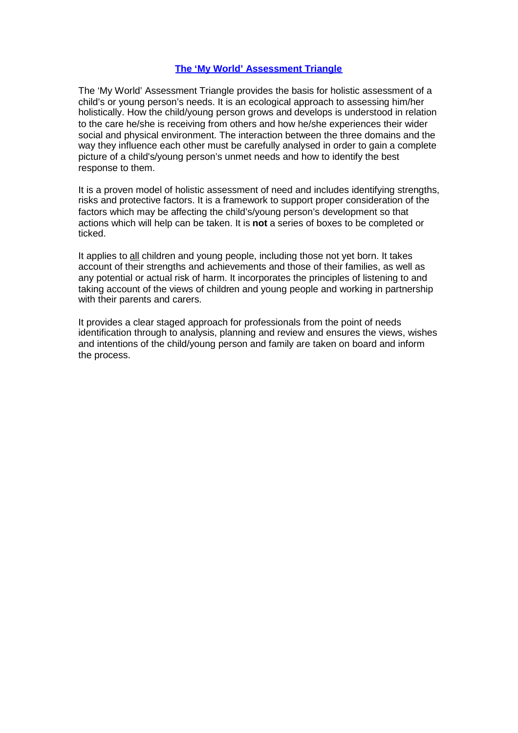## The 'My World' Assessment Triangle

The 'My World' Assessment Triangle provides the basis for holistic assessment of a child's or young person's needs. It is an ecological approach to assessing him/her holistically. How the child/young person grows and develops is understood in relation to the care he/she is receiving from others and how he/she experiences their wider social and physical environment. The interaction between the three domains and the way they influence each other must be carefully analysed in order to gain a complete picture of a child's/young person's unmet needs and how to identify the best response to them.

It is a proven model of holistic assessment of need and includes identifying strengths, risks and protective factors. It is a framework to support proper consideration of the factors which may be affecting the child's/young person's development so that actions which will help can be taken. It is **not** a series of boxes to be completed or ticked.

It applies to all children and young people, including those not yet born. It takes account of their strengths and achievements and those of their families, as well as any potential or actual risk of harm. It incorporates the principles of listening to and taking account of the views of children and young people and working in partnership with their parents and carers.

It provides a clear staged approach for professionals from the point of needs identification through to analysis, planning and review and ensures the views, wishes and intentions of the child/young person and family are taken on board and inform the process.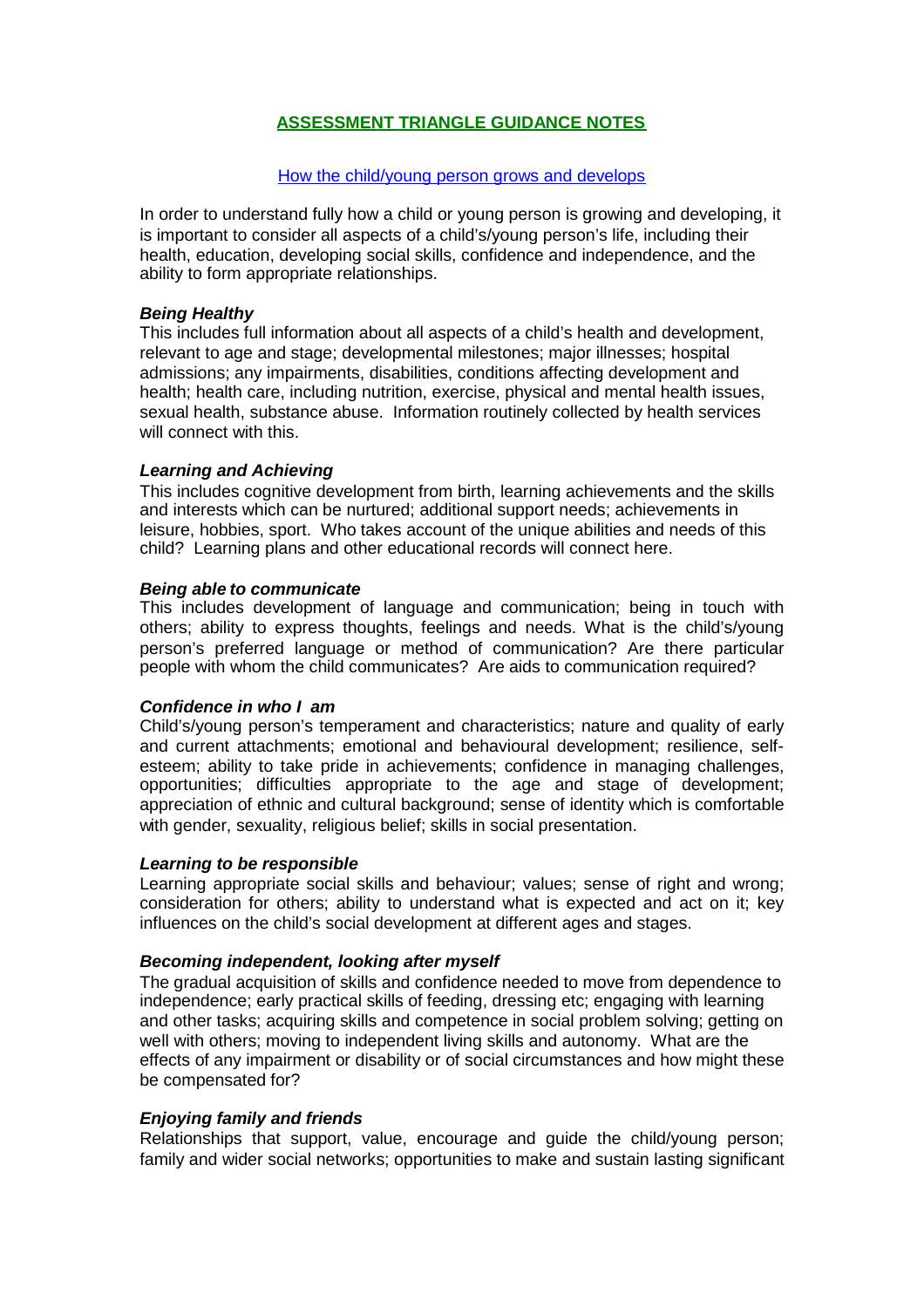## ASSESSMENT TRIANGLE GUIDANCE NOTES

How the child/young person grows and develops

In order to understand fully how a child or young person is growing and developing, it is important to consider all aspects of a child's/young person's life, including their health, education, developing social skills, confidence and independence, and the ability to form appropriate relationships.

***Being Healthy***
This includes full information about all aspects of a child's health and development, relevant to age and stage; developmental milestones; major illnesses; hospital admissions; any impairments, disabilities, conditions affecting development and health; health care, including nutrition, exercise, physical and mental health issues, sexual health, substance abuse. Information routinely collected by health services will connect with this.

***Learning and Achieving***
This includes cognitive development from birth, learning achievements and the skills and interests which can be nurtured; additional support needs; achievements in leisure, hobbies, sport. Who takes account of the unique abilities and needs of this child? Learning plans and other educational records will connect here.

***Being able to communicate***
This includes development of language and communication; being in touch with others; ability to express thoughts, feelings and needs. What is the child's/young person's preferred language or method of communication? Are there particular people with whom the child communicates? Are aids to communication required?

***Confidence in who I am***
Child's/young person's temperament and characteristics; nature and quality of early and current attachments; emotional and behavioural development; resilience, self-esteem; ability to take pride in achievements; confidence in managing challenges, opportunities; difficulties appropriate to the age and stage of development; appreciation of ethnic and cultural background; sense of identity which is comfortable with gender, sexuality, religious belief; skills in social presentation.

***Learning to be responsible***
Learning appropriate social skills and behaviour; values; sense of right and wrong; consideration for others; ability to understand what is expected and act on it; key influences on the child's social development at different ages and stages.

***Becoming independent, looking after myself***
The gradual acquisition of skills and confidence needed to move from dependence to independence; early practical skills of feeding, dressing etc; engaging with learning and other tasks; acquiring skills and competence in social problem solving; getting on well with others; moving to independent living skills and autonomy. What are the effects of any impairment or disability or of social circumstances and how might these be compensated for?

***Enjoying family and friends***
Relationships that support, value, encourage and guide the child/young person; family and wider social networks; opportunities to make and sustain lasting significant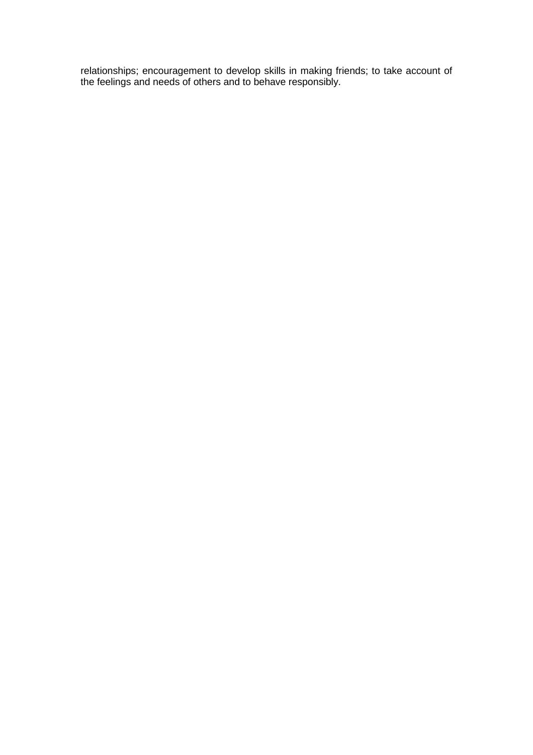relationships; encouragement to develop skills in making friends; to take account of the feelings and needs of others and to behave responsibly.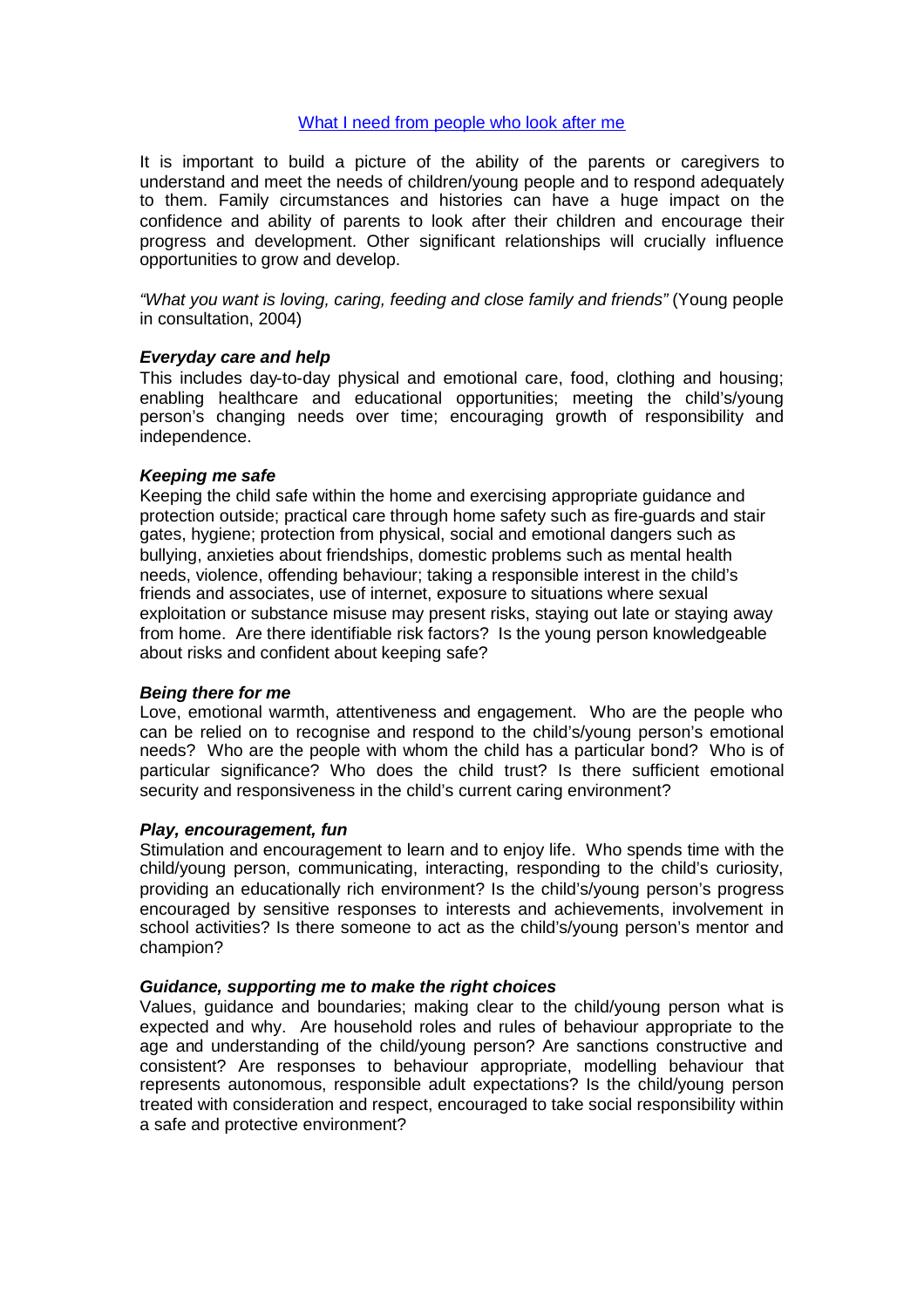## What I need from people who look after me

It is important to build a picture of the ability of the parents or caregivers to understand and meet the needs of children/young people and to respond adequately to them. Family circumstances and histories can have a huge impact on the confidence and ability of parents to look after their children and encourage their progress and development. Other significant relationships will crucially influence opportunities to grow and develop.

*"What you want is loving, caring, feeding and close family and friends"* (Young people in consultation, 2004)

***Everyday care and help***

This includes day-to-day physical and emotional care, food, clothing and housing; enabling healthcare and educational opportunities; meeting the child's/young person's changing needs over time; encouraging growth of responsibility and independence.

***Keeping me safe***

Keeping the child safe within the home and exercising appropriate guidance and protection outside; practical care through home safety such as fire-guards and stair gates, hygiene; protection from physical, social and emotional dangers such as bullying, anxieties about friendships, domestic problems such as mental health needs, violence, offending behaviour; taking a responsible interest in the child's friends and associates, use of internet, exposure to situations where sexual exploitation or substance misuse may present risks, staying out late or staying away from home. Are there identifiable risk factors? Is the young person knowledgeable about risks and confident about keeping safe?

***Being there for me***

Love, emotional warmth, attentiveness and engagement. Who are the people who can be relied on to recognise and respond to the child's/young person's emotional needs? Who are the people with whom the child has a particular bond? Who is of particular significance? Who does the child trust? Is there sufficient emotional security and responsiveness in the child's current caring environment?

***Play, encouragement, fun***

Stimulation and encouragement to learn and to enjoy life. Who spends time with the child/young person, communicating, interacting, responding to the child's curiosity, providing an educationally rich environment? Is the child's/young person's progress encouraged by sensitive responses to interests and achievements, involvement in school activities? Is there someone to act as the child's/young person's mentor and champion?

***Guidance, supporting me to make the right choices***

Values, guidance and boundaries; making clear to the child/young person what is expected and why. Are household roles and rules of behaviour appropriate to the age and understanding of the child/young person? Are sanctions constructive and consistent? Are responses to behaviour appropriate, modelling behaviour that represents autonomous, responsible adult expectations? Is the child/young person treated with consideration and respect, encouraged to take social responsibility within a safe and protective environment?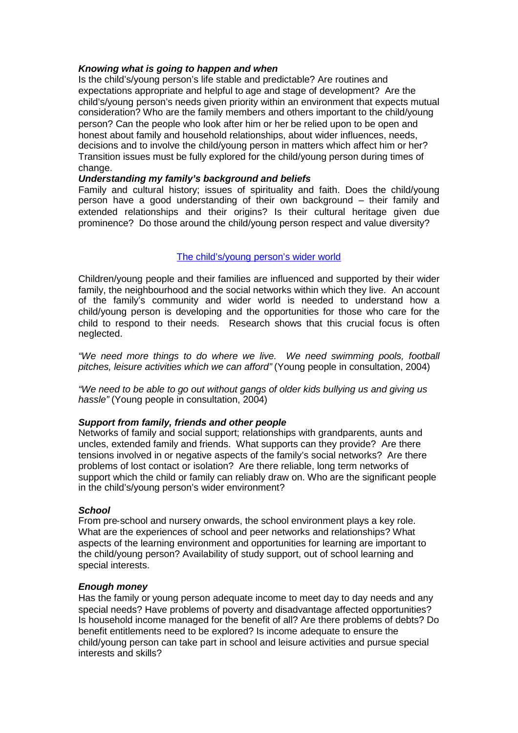***Knowing what is going to happen and when***

Is the child's/young person's life stable and predictable? Are routines and expectations appropriate and helpful to age and stage of development? Are the child's/young person's needs given priority within an environment that expects mutual consideration? Who are the family members and others important to the child/young person? Can the people who look after him or her be relied upon to be open and honest about family and household relationships, about wider influences, needs, decisions and to involve the child/young person in matters which affect him or her? Transition issues must be fully explored for the child/young person during times of change.

***Understanding my family's background and beliefs***

Family and cultural history; issues of spirituality and faith. Does the child/young person have a good understanding of their own background – their family and extended relationships and their origins? Is their cultural heritage given due prominence? Do those around the child/young person respect and value diversity?

## The child's/young person's wider world

Children/young people and their families are influenced and supported by their wider family, the neighbourhood and the social networks within which they live. An account of the family's community and wider world is needed to understand how a child/young person is developing and the opportunities for those who care for the child to respond to their needs. Research shows that this crucial focus is often neglected.

*"We need more things to do where we live. We need swimming pools, football pitches, leisure activities which we can afford"* (Young people in consultation, 2004)

*"We need to be able to go out without gangs of older kids bullying us and giving us hassle"* (Young people in consultation, 2004)

***Support from family, friends and other people***

Networks of family and social support; relationships with grandparents, aunts and uncles, extended family and friends. What supports can they provide? Are there tensions involved in or negative aspects of the family's social networks? Are there problems of lost contact or isolation? Are there reliable, long term networks of support which the child or family can reliably draw on. Who are the significant people in the child's/young person's wider environment?

***School***

From pre-school and nursery onwards, the school environment plays a key role. What are the experiences of school and peer networks and relationships? What aspects of the learning environment and opportunities for learning are important to the child/young person? Availability of study support, out of school learning and special interests.

***Enough money***

Has the family or young person adequate income to meet day to day needs and any special needs? Have problems of poverty and disadvantage affected opportunities? Is household income managed for the benefit of all? Are there problems of debts? Do benefit entitlements need to be explored? Is income adequate to ensure the child/young person can take part in school and leisure activities and pursue special interests and skills?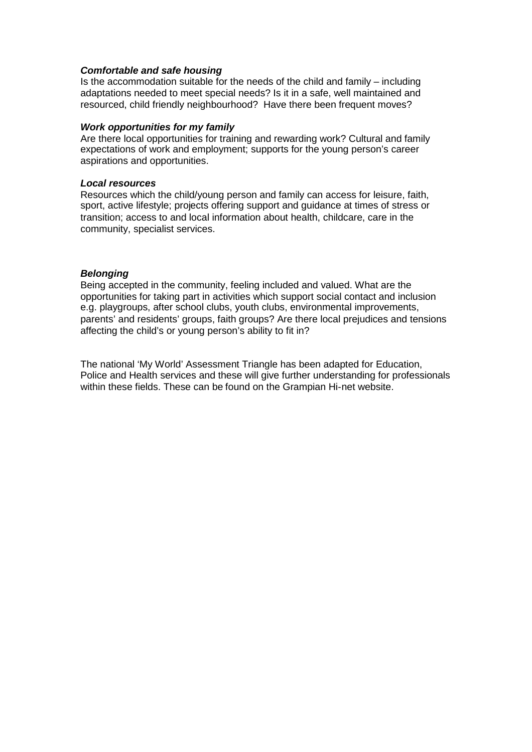***Comfortable and safe housing***

Is the accommodation suitable for the needs of the child and family – including adaptations needed to meet special needs? Is it in a safe, well maintained and resourced, child friendly neighbourhood? Have there been frequent moves?

***Work opportunities for my family***

Are there local opportunities for training and rewarding work? Cultural and family expectations of work and employment; supports for the young person's career aspirations and opportunities.

***Local resources***

Resources which the child/young person and family can access for leisure, faith, sport, active lifestyle; projects offering support and guidance at times of stress or transition; access to and local information about health, childcare, care in the community, specialist services.

***Belonging***

Being accepted in the community, feeling included and valued. What are the opportunities for taking part in activities which support social contact and inclusion e.g. playgroups, after school clubs, youth clubs, environmental improvements, parents' and residents' groups, faith groups? Are there local prejudices and tensions affecting the child's or young person's ability to fit in?

The national 'My World' Assessment Triangle has been adapted for Education, Police and Health services and these will give further understanding for professionals within these fields. These can be found on the Grampian Hi-net website.